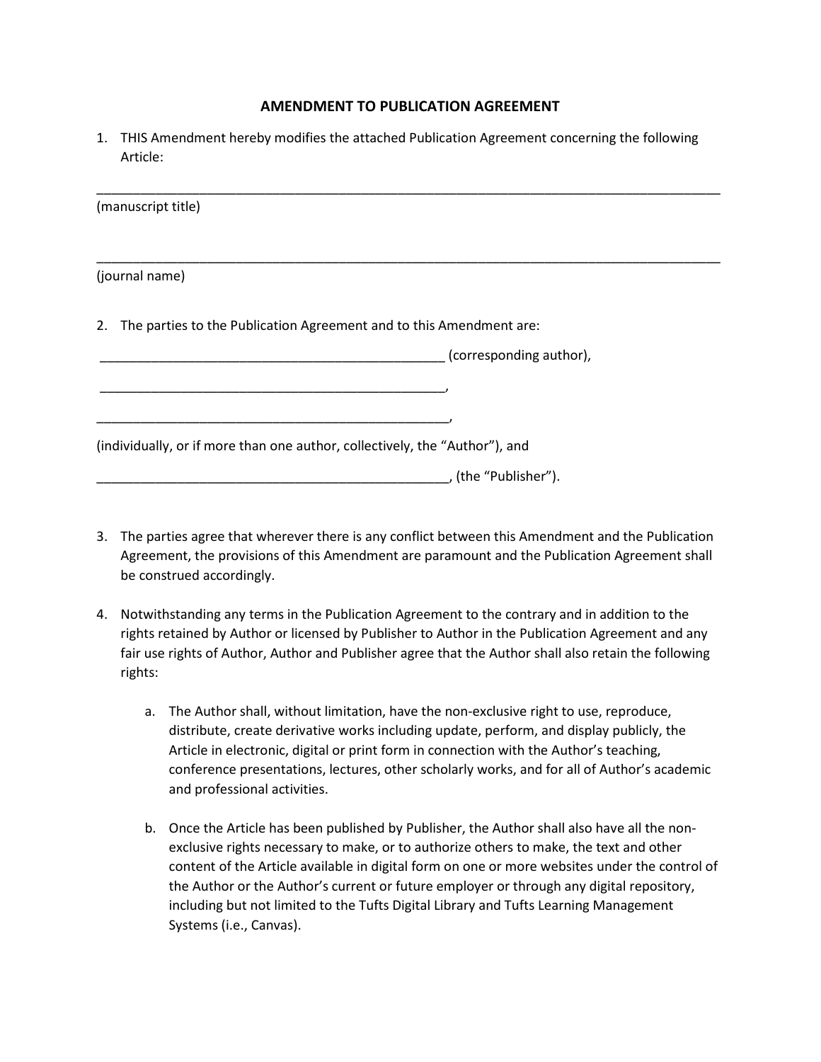# AMENDMENT TO PUBLICATION AGREEMENT

1. THIS Amendment hereby modifies the attached Publication Agreement concerning the following Article:

_______________________________________________________________________________________

(manuscript title)

_______________________________________________________________________________________

(journal name)

2. The parties to the Publication Agreement and to this Amendment are:

_________________________________________________ (corresponding author),

_________________________________________________,

_________________________________________________,

(individually, or if more than one author, collectively, the "Author"), and

_________________________________________________, (the "Publisher").

3. The parties agree that wherever there is any conflict between this Amendment and the Publication Agreement, the provisions of this Amendment are paramount and the Publication Agreement shall be construed accordingly.

4. Notwithstanding any terms in the Publication Agreement to the contrary and in addition to the rights retained by Author or licensed by Publisher to Author in the Publication Agreement and any fair use rights of Author, Author and Publisher agree that the Author shall also retain the following rights:

   a. The Author shall, without limitation, have the non-exclusive right to use, reproduce, distribute, create derivative works including update, perform, and display publicly, the Article in electronic, digital or print form in connection with the Author's teaching, conference presentations, lectures, other scholarly works, and for all of Author's academic and professional activities.

   b. Once the Article has been published by Publisher, the Author shall also have all the non-exclusive rights necessary to make, or to authorize others to make, the text and other content of the Article available in digital form on one or more websites under the control of the Author or the Author's current or future employer or through any digital repository, including but not limited to the Tufts Digital Library and Tufts Learning Management Systems (i.e., Canvas).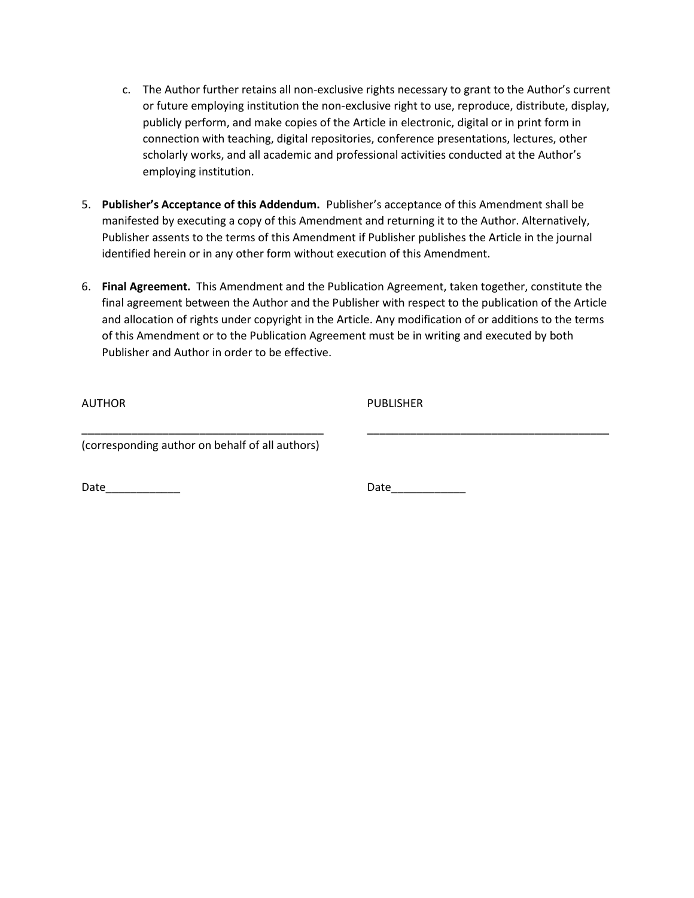c. The Author further retains all non-exclusive rights necessary to grant to the Author's current or future employing institution the non-exclusive right to use, reproduce, distribute, display, publicly perform, and make copies of the Article in electronic, digital or in print form in connection with teaching, digital repositories, conference presentations, lectures, other scholarly works, and all academic and professional activities conducted at the Author's employing institution.

5. **Publisher's Acceptance of this Addendum.** Publisher's acceptance of this Amendment shall be manifested by executing a copy of this Amendment and returning it to the Author. Alternatively, Publisher assents to the terms of this Amendment if Publisher publishes the Article in the journal identified herein or in any other form without execution of this Amendment.

6. **Final Agreement.** This Amendment and the Publication Agreement, taken together, constitute the final agreement between the Author and the Publisher with respect to the publication of the Article and allocation of rights under copyright in the Article. Any modification of or additions to the terms of this Amendment or to the Publication Agreement must be in writing and executed by both Publisher and Author in order to be effective.

AUTHOR

_______________________________________
(corresponding author on behalf of all authors)

Date____________

PUBLISHER

_______________________________________

Date____________